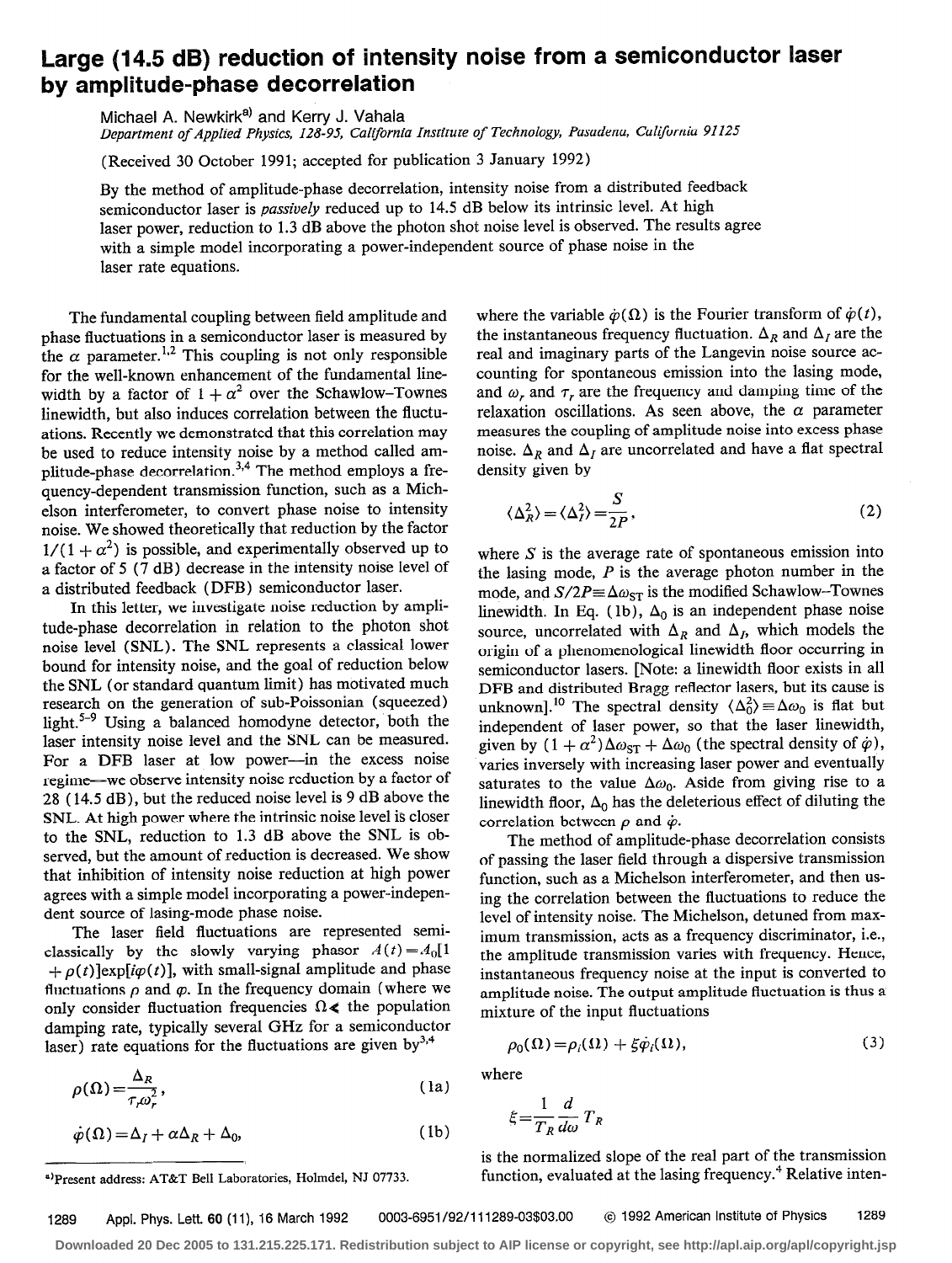# Large (14.5 dB) reduction of intensity noise from a semiconductor laser by amplitude-phase decorrelation

Michael A. Newkirk[a] and Kerry J. Vahala

*Department of Applied Physics, 128-95, California Institute of Technology, Pasadena, California 91125*

(Received 30 October 1991; accepted for publication 3 January 1992)

By the method of amplitude-phase decorrelation, intensity noise from a distributed feedback semiconductor laser is *passively* reduced up to 14.5 dB below its intrinsic level. At high laser power, reduction to 1.3 dB above the photon shot noise level is observed. The results agree with a simple model incorporating a power-independent source of phase noise in the laser rate equations.

The fundamental coupling between field amplitude and phase fluctuations in a semiconductor laser is measured by the $\alpha$ parameter.[1,2] This coupling is not only responsible for the well-known enhancement of the fundamental linewidth by a factor of $1 + \alpha^2$ over the Schawlow–Townes linewidth, but also induces correlation between the fluctuations. Recently we demonstrated that this correlation may be used to reduce intensity noise by a method called amplitude-phase decorrelation.[3,4] The method employs a frequency-dependent transmission function, such as a Michelson interferometer, to convert phase noise to intensity noise. We showed theoretically that reduction by the factor $1/(1 + \alpha^2)$ is possible, and experimentally observed up to a factor of 5 (7 dB) decrease in the intensity noise level of a distributed feedback (DFB) semiconductor laser.

In this letter, we investigate noise reduction by amplitude-phase decorrelation in relation to the photon shot noise level (SNL). The SNL represents a classical lower bound for intensity noise, and the goal of reduction below the SNL (or standard quantum limit) has motivated much research on the generation of sub-Poissonian (squeezed) light.[5–9] Using a balanced homodyne detector, both the laser intensity noise level and the SNL can be measured. For a DFB laser at low power—in the excess noise regime—we observe intensity noise reduction by a factor of 28 (14.5 dB), but the reduced noise level is 9 dB above the SNL. At high power where the intrinsic noise level is closer to the SNL, reduction to 1.3 dB above the SNL is observed, but the amount of reduction is decreased. We show that inhibition of intensity noise reduction at high power agrees with a simple model incorporating a power-independent source of lasing-mode phase noise.

The laser field fluctuations are represented semiclassically by the slowly varying phasor $A(t) = A_0[1 + \rho(t)]\exp[i\varphi(t)]$, with small-signal amplitude and phase fluctuations $\rho$ and $\varphi$. In the frequency domain (where we only consider fluctuation frequencies $\Omega \ll$ the population damping rate, typically several GHz for a semiconductor laser) rate equations for the fluctuations are given by[3,4]

$$\rho(\Omega) = \frac{\Delta_R}{\tau_r \omega_r^2}, \tag{1a}$$

$$\dot{\varphi}(\Omega) = \Delta_I + \alpha\Delta_R + \Delta_0, \tag{1b}$$

where the variable $\dot{\varphi}(\Omega)$ is the Fourier transform of $\dot{\varphi}(t)$, the instantaneous frequency fluctuation. $\Delta_R$ and $\Delta_I$ are the real and imaginary parts of the Langevin noise source accounting for spontaneous emission into the lasing mode, and $\omega_r$ and $\tau_r$ are the frequency and damping time of the relaxation oscillations. As seen above, the $\alpha$ parameter measures the coupling of amplitude noise into excess phase noise. $\Delta_R$ and $\Delta_I$ are uncorrelated and have a flat spectral density given by

$$\langle \Delta_R^2 \rangle = \langle \Delta_I^2 \rangle = \frac{S}{2P}, \tag{2}$$

where $S$ is the average rate of spontaneous emission into the lasing mode, $P$ is the average photon number in the mode, and $S/2P \equiv \Delta\omega_{ST}$ is the modified Schawlow–Townes linewidth. In Eq. (1b), $\Delta_0$ is an independent phase noise source, uncorrelated with $\Delta_R$ and $\Delta_I$, which models the origin of a phenomenological linewidth floor occurring in semiconductor lasers. [Note: a linewidth floor exists in all DFB and distributed Bragg reflector lasers, but its cause is unknown].[10] The spectral density $\langle \Delta_0^2 \rangle \equiv \Delta\omega_0$ is flat but independent of laser power, so that the laser linewidth, given by $(1 + \alpha^2)\Delta\omega_{ST} + \Delta\omega_0$ (the spectral density of $\dot{\varphi}$), varies inversely with increasing laser power and eventually saturates to the value $\Delta\omega_0$. Aside from giving rise to a linewidth floor, $\Delta_0$ has the deleterious effect of diluting the correlation between $\rho$ and $\dot{\varphi}$.

The method of amplitude-phase decorrelation consists of passing the laser field through a dispersive transmission function, such as a Michelson interferometer, and then using the correlation between the fluctuations to reduce the level of intensity noise. The Michelson, detuned from maximum transmission, acts as a frequency discriminator, i.e., the amplitude transmission varies with frequency. Hence, instantaneous frequency noise at the input is converted to amplitude noise. The output amplitude fluctuation is thus a mixture of the input fluctuations

$$\rho_0(\Omega) = \rho_i(\Omega) + \xi\dot{\varphi}_i(\Omega), \tag{3}$$

where

$$\xi = \frac{1}{T_R}\frac{d}{d\omega}T_R$$

is the normalized slope of the real part of the transmission function, evaluated at the lasing frequency.[4] Relative inten-

[a]Present address: AT&T Bell Laboratories, Holmdel, NJ 07733.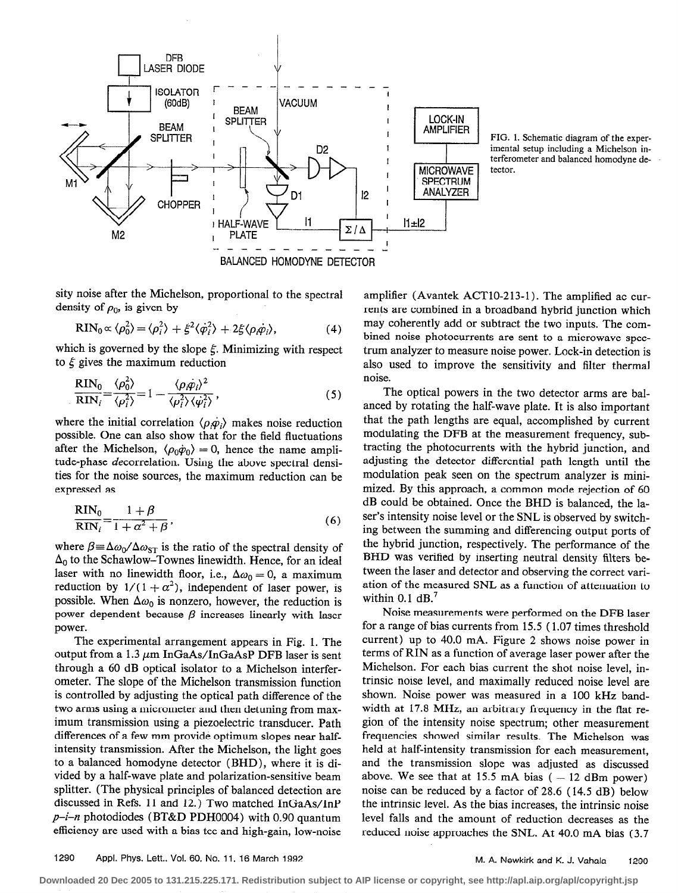FIG. 1. Schematic diagram of the experimental setup including a Michelson interferometer and balanced homodyne detector.

sity noise after the Michelson, proportional to the spectral density of $\rho_0$, is given by

$$\mathrm{RIN}_0 \propto \langle \rho_0^2 \rangle = \langle \rho_i^2 \rangle + \xi^2 \langle \dot{\varphi}_i^2 \rangle + 2\xi \langle \rho_i \dot{\varphi}_i \rangle, \tag{4}$$

which is governed by the slope $\xi$. Minimizing with respect to $\xi$ gives the maximum reduction

$$\frac{\mathrm{RIN}_0}{\mathrm{RIN}_i} = \frac{\langle \rho_0^2 \rangle}{\langle \rho_i^2 \rangle} = 1 - \frac{\langle \rho_i \dot{\varphi}_i \rangle^2}{\langle \rho_i^2 \rangle \langle \dot{\varphi}_i^2 \rangle}, \tag{5}$$

where the initial correlation $\langle \rho_i \dot{\varphi}_i \rangle$ makes noise reduction possible. One can also show that for the field fluctuations after the Michelson, $\langle \rho_0 \dot{\varphi}_0 \rangle = 0$, hence the name amplitude-phase *de*correlation. Using the above spectral densities for the noise sources, the maximum reduction can be expressed as

$$\frac{\mathrm{RIN}_0}{\mathrm{RIN}_i} = \frac{1+\beta}{1+\alpha^2+\beta}, \tag{6}$$

where $\beta \equiv \Delta\omega_0/\Delta\omega_{\mathrm{ST}}$ is the ratio of the spectral density of $\Delta_0$ to the Schawlow–Townes linewidth. Hence, for an ideal laser with no linewidth floor, i.e., $\Delta\omega_0 = 0$, a maximum reduction by $1/(1+\alpha^2)$, independent of laser power, is possible. When $\Delta\omega_0$ is nonzero, however, the reduction is power dependent because $\beta$ increases linearly with laser power.

The experimental arrangement appears in Fig. 1. The output from a 1.3 $\mu$m InGaAs/InGaAsP DFB laser is sent through a 60 dB optical isolator to a Michelson interferometer. The slope of the Michelson transmission function is controlled by adjusting the optical path difference of the two arms using a micrometer and then detuning from maximum transmission using a piezoelectric transducer. Path differences of a few mm provide optimum slopes near half-intensity transmission. After the Michelson, the light goes to a balanced homodyne detector (BHD), where it is divided by a half-wave plate and polarization-sensitive beam splitter. (The physical principles of balanced detection are discussed in Refs. 11 and 12.) Two matched InGaAs/InP *p–i–n* photodiodes (BT&D PDH0004) with 0.90 quantum efficiency are used with a bias tee and high-gain, low-noise amplifier (Avantek ACT10-213-1). The amplified ac currents are combined in a broadband hybrid junction which may coherently add or subtract the two inputs. The combined noise photocurrents are sent to a microwave spectrum analyzer to measure noise power. Lock-in detection is also used to improve the sensitivity and filter thermal noise.

The optical powers in the two detector arms are balanced by rotating the half-wave plate. It is also important that the path lengths are equal, accomplished by current modulating the DFB at the measurement frequency, subtracting the photocurrents with the hybrid junction, and adjusting the detector differential path length until the modulation peak seen on the spectrum analyzer is minimized. By this approach, a common mode rejection of 60 dB could be obtained. Once the BHD is balanced, the laser's intensity noise level or the SNL is observed by switching between the summing and differencing output ports of the hybrid junction, respectively. The performance of the BHD was verified by inserting neutral density filters between the laser and detector and observing the correct variation of the measured SNL as a function of attenuation to within 0.1 dB.[7]

Noise measurements were performed on the DFB laser for a range of bias currents from 15.5 (1.07 times threshold current) up to 40.0 mA. Figure 2 shows noise power in terms of RIN as a function of average laser power after the Michelson. For each bias current the shot noise level, intrinsic noise level, and maximally reduced noise level are shown. Noise power was measured in a 100 kHz bandwidth at 17.8 MHz, an arbitrary frequency in the flat region of the intensity noise spectrum; other measurement frequencies showed similar results. The Michelson was held at half-intensity transmission for each measurement, and the transmission slope was adjusted as discussed above. We see that at 15.5 mA bias ($-12$ dBm power) noise can be reduced by a factor of 28.6 (14.5 dB) below the intrinsic level. As the bias increases, the intrinsic noise level falls and the amount of reduction decreases as the reduced noise approaches the SNL. At 40.0 mA bias (3.7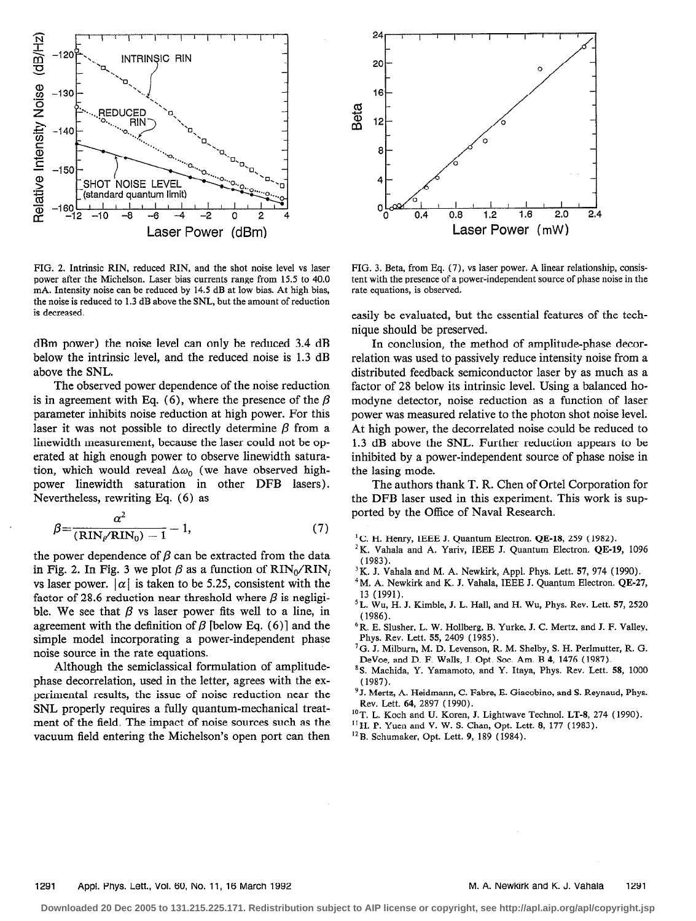Relative Intensity Noise (dB/Hz)

−120

−130

−140

−150

−160

INTRINSIC RIN

REDUCED RIN

SHOT NOISE LEVEL
(standard quantum limit)

−12 −10 −8 −6 −4 −2 0 2 4

Laser Power (dBm)

FIG. 2. Intrinsic RIN, reduced RIN, and the shot noise level vs laser power after the Michelson. Laser bias currents range from 15.5 to 40.0 mA. Intensity noise can be reduced by 14.5 dB at low bias. At high bias, the noise is reduced to 1.3 dB above the SNL, but the amount of reduction is decreased.

Beta

0 4 8 12 16 20 24

0 0.4 0.8 1.2 1.6 2.0 2.4

Laser Power (mW)

FIG. 3. Beta, from Eq. (7), vs laser power. A linear relationship, consistent with the presence of a power-independent source of phase noise in the rate equations, is observed.

dBm power) the noise level can only be reduced 3.4 dB below the intrinsic level, and the reduced noise is 1.3 dB above the SNL.

The observed power dependence of the noise reduction is in agreement with Eq. (6), where the presence of the $\beta$ parameter inhibits noise reduction at high power. For this laser it was not possible to directly determine $\beta$ from a linewidth measurement, because the laser could not be operated at high enough power to observe linewidth saturation, which would reveal $\Delta\omega_0$ (we have observed high-power linewidth saturation in other DFB lasers). Nevertheless, rewriting Eq. (6) as

$$\beta = \frac{\alpha^2}{(\mathrm{RIN}_i/\mathrm{RIN}_0) - 1} - 1, \tag{7}$$

the power dependence of $\beta$ can be extracted from the data in Fig. 2. In Fig. 3 we plot $\beta$ as a function of $\mathrm{RIN}_0/\mathrm{RIN}_i$ vs laser power. $|\alpha|$ is taken to be 5.25, consistent with the factor of 28.6 reduction near threshold where $\beta$ is negligible. We see that $\beta$ vs laser power fits well to a line, in agreement with the definition of $\beta$ [below Eq. (6)] and the simple model incorporating a power-independent phase noise source in the rate equations.

Although the semiclassical formulation of amplitude-phase decorrelation, used in the letter, agrees with the experimental results, the issue of noise reduction near the SNL properly requires a fully quantum-mechanical treatment of the field. The impact of noise sources such as the vacuum field entering the Michelson's open port can then easily be evaluated, but the essential features of the technique should be preserved.

In conclusion, the method of amplitude-phase decorrelation was used to passively reduce intensity noise from a distributed feedback semiconductor laser by as much as a factor of 28 below its intrinsic level. Using a balanced homodyne detector, noise reduction as a function of laser power was measured relative to the photon shot noise level. At high power, the decorrelated noise could be reduced to 1.3 dB above the SNL. Further reduction appears to be inhibited by a power-independent source of phase noise in the lasing mode.

The authors thank T. R. Chen of Ortel Corporation for the DFB laser used in this experiment. This work is supported by the Office of Naval Research.

[1] C. H. Henry, IEEE J. Quantum Electron. QE-18, 259 (1982).
[2] K. Vahala and A. Yariv, IEEE J. Quantum Electron. QE-19, 1096 (1983).
[3] K. J. Vahala and M. A. Newkirk, Appl. Phys. Lett. 57, 974 (1990).
[4] M. A. Newkirk and K. J. Vahala, IEEE J. Quantum Electron. QE-27, 13 (1991).
[5] L. Wu, H. J. Kimble, J. L. Hall, and H. Wu, Phys. Rev. Lett. 57, 2520 (1986).
[6] R. E. Slusher, L. W. Hollberg, B. Yurke, J. C. Mertz, and J. F. Valley, Phys. Rev. Lett. 55, 2409 (1985).
[7] G. J. Milburn, M. D. Levenson, R. M. Shelby, S. H. Perlmutter, R. G. DeVoe, and D. F. Walls, J. Opt. Soc. Am. B 4, 1476 (1987).
[8] S. Machida, Y. Yamamoto, and Y. Itaya, Phys. Rev. Lett. 58, 1000 (1987).
[9] J. Mertz, A. Heidmann, C. Fabre, E. Giacobino, and S. Reynaud, Phys. Rev. Lett. 64, 2897 (1990).
[10] T. L. Koch and U. Koren, J. Lightwave Technol. LT-8, 274 (1990).
[11] H. P. Yuen and V. W. S. Chan, Opt. Lett. 8, 177 (1983).
[12] B. Schumaker, Opt. Lett. 9, 189 (1984).